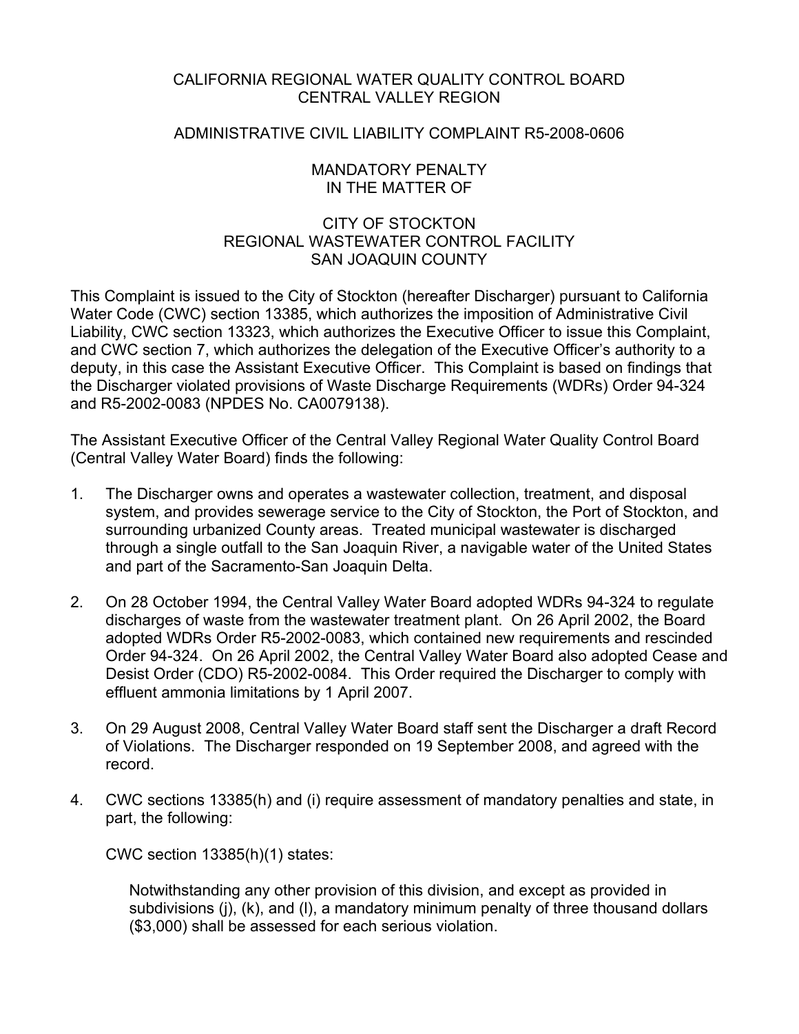# CALIFORNIA REGIONAL WATER QUALITY CONTROL BOARD
## CENTRAL VALLEY REGION

## ADMINISTRATIVE CIVIL LIABILITY COMPLAINT R5-2008-0606

## MANDATORY PENALTY
## IN THE MATTER OF

## CITY OF STOCKTON
## REGIONAL WASTEWATER CONTROL FACILITY
## SAN JOAQUIN COUNTY

This Complaint is issued to the City of Stockton (hereafter Discharger) pursuant to California Water Code (CWC) section 13385, which authorizes the imposition of Administrative Civil Liability, CWC section 13323, which authorizes the Executive Officer to issue this Complaint, and CWC section 7, which authorizes the delegation of the Executive Officer's authority to a deputy, in this case the Assistant Executive Officer. This Complaint is based on findings that the Discharger violated provisions of Waste Discharge Requirements (WDRs) Order 94-324 and R5-2002-0083 (NPDES No. CA0079138).

The Assistant Executive Officer of the Central Valley Regional Water Quality Control Board (Central Valley Water Board) finds the following:

1. The Discharger owns and operates a wastewater collection, treatment, and disposal system, and provides sewerage service to the City of Stockton, the Port of Stockton, and surrounding urbanized County areas. Treated municipal wastewater is discharged through a single outfall to the San Joaquin River, a navigable water of the United States and part of the Sacramento-San Joaquin Delta.

2. On 28 October 1994, the Central Valley Water Board adopted WDRs 94-324 to regulate discharges of waste from the wastewater treatment plant. On 26 April 2002, the Board adopted WDRs Order R5-2002-0083, which contained new requirements and rescinded Order 94-324. On 26 April 2002, the Central Valley Water Board also adopted Cease and Desist Order (CDO) R5-2002-0084. This Order required the Discharger to comply with effluent ammonia limitations by 1 April 2007.

3. On 29 August 2008, Central Valley Water Board staff sent the Discharger a draft Record of Violations. The Discharger responded on 19 September 2008, and agreed with the record.

4. CWC sections 13385(h) and (i) require assessment of mandatory penalties and state, in part, the following:

   CWC section 13385(h)(1) states:

   > Notwithstanding any other provision of this division, and except as provided in subdivisions (j), (k), and (l), a mandatory minimum penalty of three thousand dollars ($3,000) shall be assessed for each serious violation.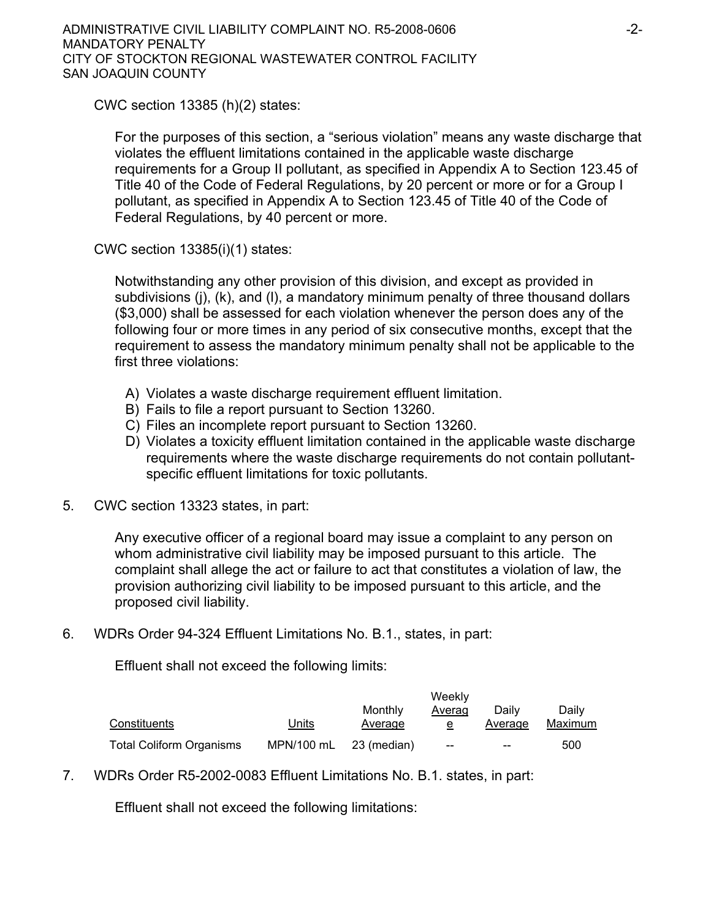CWC section 13385 (h)(2) states:

> For the purposes of this section, a "serious violation" means any waste discharge that violates the effluent limitations contained in the applicable waste discharge requirements for a Group II pollutant, as specified in Appendix A to Section 123.45 of Title 40 of the Code of Federal Regulations, by 20 percent or more or for a Group I pollutant, as specified in Appendix A to Section 123.45 of Title 40 of the Code of Federal Regulations, by 40 percent or more.

CWC section 13385(i)(1) states:

> Notwithstanding any other provision of this division, and except as provided in subdivisions (j), (k), and (l), a mandatory minimum penalty of three thousand dollars ($3,000) shall be assessed for each violation whenever the person does any of the following four or more times in any period of six consecutive months, except that the requirement to assess the mandatory minimum penalty shall not be applicable to the first three violations:
>
> A) Violates a waste discharge requirement effluent limitation.
> B) Fails to file a report pursuant to Section 13260.
> C) Files an incomplete report pursuant to Section 13260.
> D) Violates a toxicity effluent limitation contained in the applicable waste discharge requirements where the waste discharge requirements do not contain pollutant-specific effluent limitations for toxic pollutants.

5. CWC section 13323 states, in part:

> Any executive officer of a regional board may issue a complaint to any person on whom administrative civil liability may be imposed pursuant to this article. The complaint shall allege the act or failure to act that constitutes a violation of law, the provision authorizing civil liability to be imposed pursuant to this article, and the proposed civil liability.

6. WDRs Order 94-324 Effluent Limitations No. B.1., states, in part:

Effluent shall not exceed the following limits:

| Constituents | Units | Monthly Average | Weekly Average | Daily Average | Daily Maximum |
|---|---|---|---|---|---|
| Total Coliform Organisms | MPN/100 mL | 23 (median) | -- | -- | 500 |

7. WDRs Order R5-2002-0083 Effluent Limitations No. B.1. states, in part:

Effluent shall not exceed the following limitations: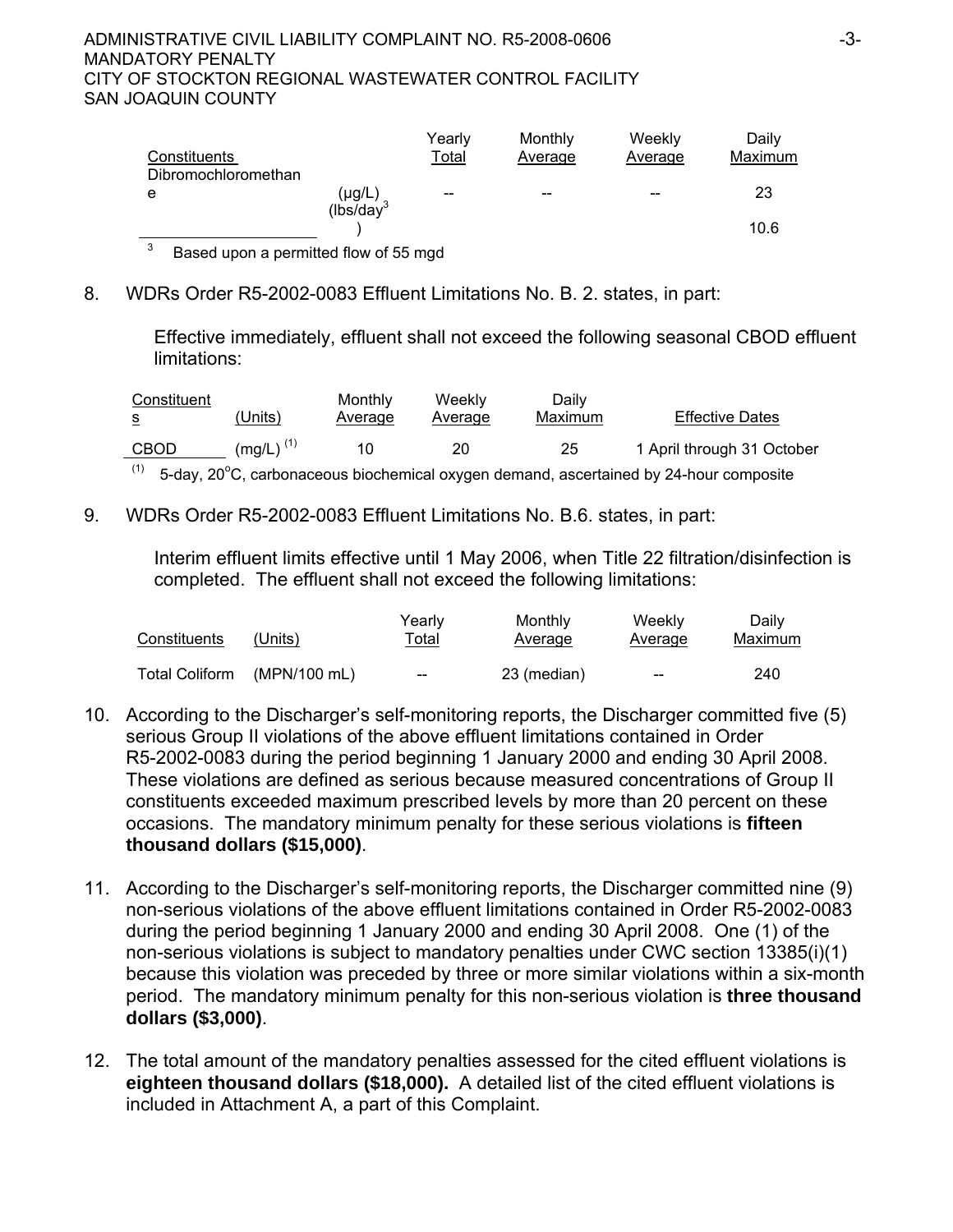| Constituents | | Yearly Total | Monthly Average | Weekly Average | Daily Maximum |
|---|---|---|---|---|---|
| Dibromochloromethane | (µg/L) | -- | -- | -- | 23 |
| | (lbs/day[3]) | | | | 10.6 |

[3] Based upon a permitted flow of 55 mgd

8. WDRs Order R5-2002-0083 Effluent Limitations No. B. 2. states, in part:

   Effective immediately, effluent shall not exceed the following seasonal CBOD effluent limitations:

| Constituents | (Units) | Monthly Average | Weekly Average | Daily Maximum | Effective Dates |
|---|---|---|---|---|---|
| CBOD | (mg/L) [(1)] | 10 | 20 | 25 | 1 April through 31 October |

   [(1)] 5-day, 20°C, carbonaceous biochemical oxygen demand, ascertained by 24-hour composite

9. WDRs Order R5-2002-0083 Effluent Limitations No. B.6. states, in part:

   Interim effluent limits effective until 1 May 2006, when Title 22 filtration/disinfection is completed. The effluent shall not exceed the following limitations:

| Constituents | (Units) | Yearly Total | Monthly Average | Weekly Average | Daily Maximum |
|---|---|---|---|---|---|
| Total Coliform | (MPN/100 mL) | -- | 23 (median) | -- | 240 |

10. According to the Discharger's self-monitoring reports, the Discharger committed five (5) serious Group II violations of the above effluent limitations contained in Order R5-2002-0083 during the period beginning 1 January 2000 and ending 30 April 2008. These violations are defined as serious because measured concentrations of Group II constituents exceeded maximum prescribed levels by more than 20 percent on these occasions. The mandatory minimum penalty for these serious violations is **fifteen thousand dollars ($15,000)**.

11. According to the Discharger's self-monitoring reports, the Discharger committed nine (9) non-serious violations of the above effluent limitations contained in Order R5-2002-0083 during the period beginning 1 January 2000 and ending 30 April 2008. One (1) of the non-serious violations is subject to mandatory penalties under CWC section 13385(i)(1) because this violation was preceded by three or more similar violations within a six-month period. The mandatory minimum penalty for this non-serious violation is **three thousand dollars ($3,000)**.

12. The total amount of the mandatory penalties assessed for the cited effluent violations is **eighteen thousand dollars ($18,000).** A detailed list of the cited effluent violations is included in Attachment A, a part of this Complaint.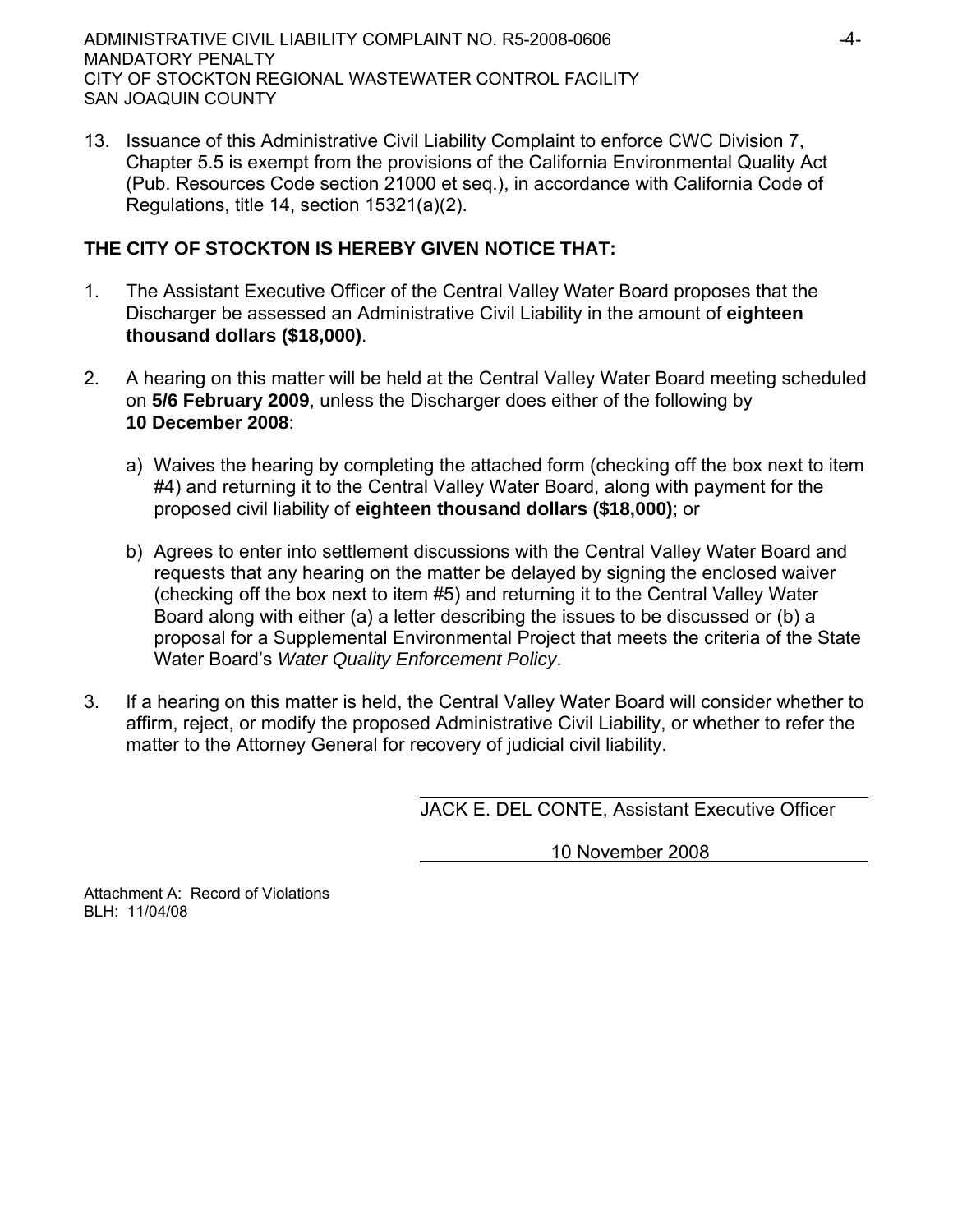13. Issuance of this Administrative Civil Liability Complaint to enforce CWC Division 7, Chapter 5.5 is exempt from the provisions of the California Environmental Quality Act (Pub. Resources Code section 21000 et seq.), in accordance with California Code of Regulations, title 14, section 15321(a)(2).

**THE CITY OF STOCKTON IS HEREBY GIVEN NOTICE THAT:**

1. The Assistant Executive Officer of the Central Valley Water Board proposes that the Discharger be assessed an Administrative Civil Liability in the amount of **eighteen thousand dollars ($18,000)**.

2. A hearing on this matter will be held at the Central Valley Water Board meeting scheduled on **5/6 February 2009**, unless the Discharger does either of the following by **10 December 2008**:

   a) Waives the hearing by completing the attached form (checking off the box next to item #4) and returning it to the Central Valley Water Board, along with payment for the proposed civil liability of **eighteen thousand dollars ($18,000)**; or

   b) Agrees to enter into settlement discussions with the Central Valley Water Board and requests that any hearing on the matter be delayed by signing the enclosed waiver (checking off the box next to item #5) and returning it to the Central Valley Water Board along with either (a) a letter describing the issues to be discussed or (b) a proposal for a Supplemental Environmental Project that meets the criteria of the State Water Board's *Water Quality Enforcement Policy*.

3. If a hearing on this matter is held, the Central Valley Water Board will consider whether to affirm, reject, or modify the proposed Administrative Civil Liability, or whether to refer the matter to the Attorney General for recovery of judicial civil liability.

JACK E. DEL CONTE, Assistant Executive Officer

10 November 2008

Attachment A: Record of Violations
BLH: 11/04/08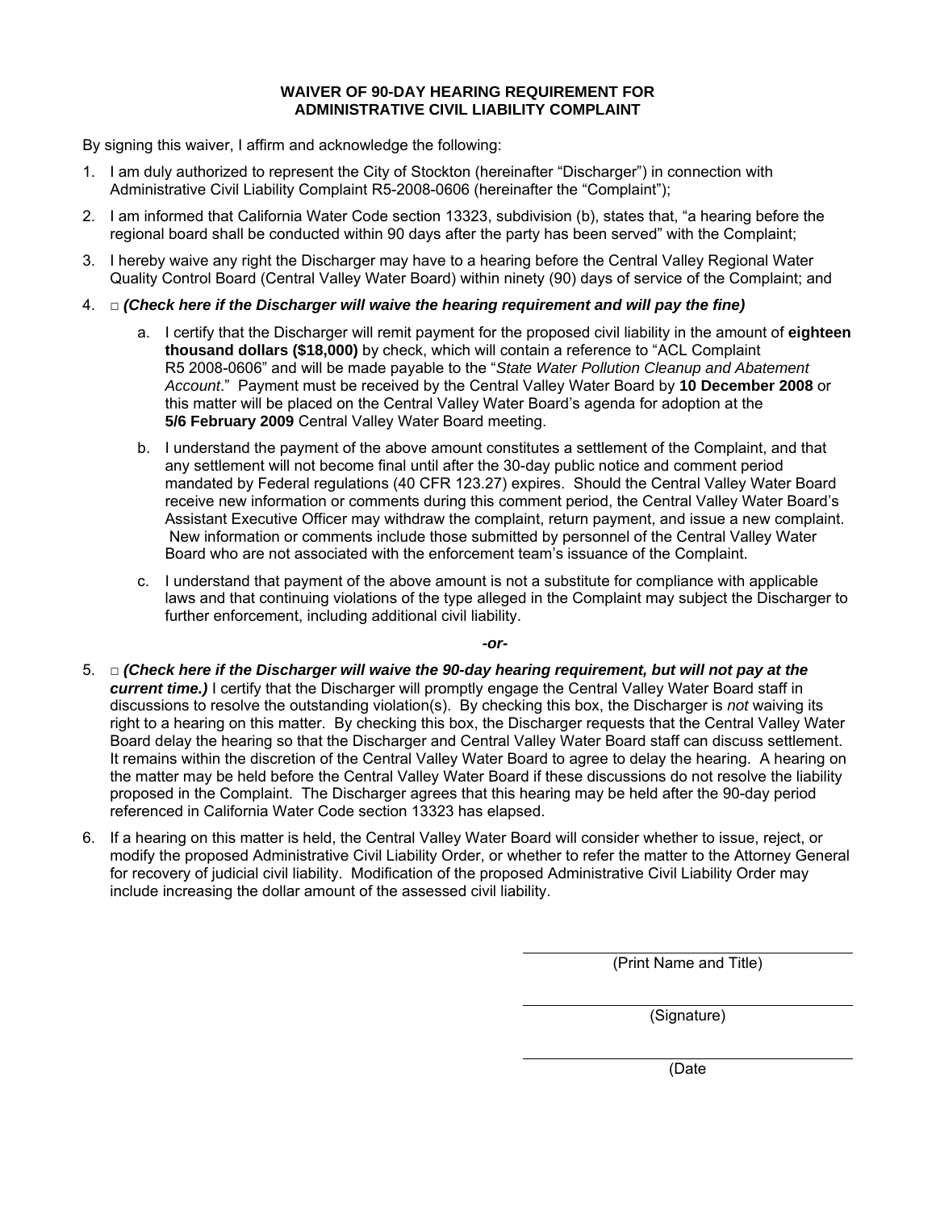**WAIVER OF 90-DAY HEARING REQUIREMENT FOR ADMINISTRATIVE CIVIL LIABILITY COMPLAINT**

By signing this waiver, I affirm and acknowledge the following:

1. I am duly authorized to represent the City of Stockton (hereinafter "Discharger") in connection with Administrative Civil Liability Complaint R5-2008-0606 (hereinafter the "Complaint");

2. I am informed that California Water Code section 13323, subdivision (b), states that, "a hearing before the regional board shall be conducted within 90 days after the party has been served" with the Complaint;

3. I hereby waive any right the Discharger may have to a hearing before the Central Valley Regional Water Quality Control Board (Central Valley Water Board) within ninety (90) days of service of the Complaint; and

4. □ ***(Check here if the Discharger will waive the hearing requirement and will pay the fine)***

   a. I certify that the Discharger will remit payment for the proposed civil liability in the amount of **eighteen thousand dollars ($18,000)** by check, which will contain a reference to "ACL Complaint R5 2008-0606" and will be made payable to the "*State Water Pollution Cleanup and Abatement Account*." Payment must be received by the Central Valley Water Board by **10 December 2008** or this matter will be placed on the Central Valley Water Board's agenda for adoption at the **5/6 February 2009** Central Valley Water Board meeting.

   b. I understand the payment of the above amount constitutes a settlement of the Complaint, and that any settlement will not become final until after the 30-day public notice and comment period mandated by Federal regulations (40 CFR 123.27) expires. Should the Central Valley Water Board receive new information or comments during this comment period, the Central Valley Water Board's Assistant Executive Officer may withdraw the complaint, return payment, and issue a new complaint. New information or comments include those submitted by personnel of the Central Valley Water Board who are not associated with the enforcement team's issuance of the Complaint.

   c. I understand that payment of the above amount is not a substitute for compliance with applicable laws and that continuing violations of the type alleged in the Complaint may subject the Discharger to further enforcement, including additional civil liability.

***-or-***

5. □ ***(Check here if the Discharger will waive the 90-day hearing requirement, but will not pay at the current time.)*** I certify that the Discharger will promptly engage the Central Valley Water Board staff in discussions to resolve the outstanding violation(s). By checking this box, the Discharger is *not* waiving its right to a hearing on this matter. By checking this box, the Discharger requests that the Central Valley Water Board delay the hearing so that the Discharger and Central Valley Water Board staff can discuss settlement. It remains within the discretion of the Central Valley Water Board to agree to delay the hearing. A hearing on the matter may be held before the Central Valley Water Board if these discussions do not resolve the liability proposed in the Complaint. The Discharger agrees that this hearing may be held after the 90-day period referenced in California Water Code section 13323 has elapsed.

6. If a hearing on this matter is held, the Central Valley Water Board will consider whether to issue, reject, or modify the proposed Administrative Civil Liability Order, or whether to refer the matter to the Attorney General for recovery of judicial civil liability. Modification of the proposed Administrative Civil Liability Order may include increasing the dollar amount of the assessed civil liability.

_______________________________
(Print Name and Title)

_______________________________
(Signature)

_______________________________
(Date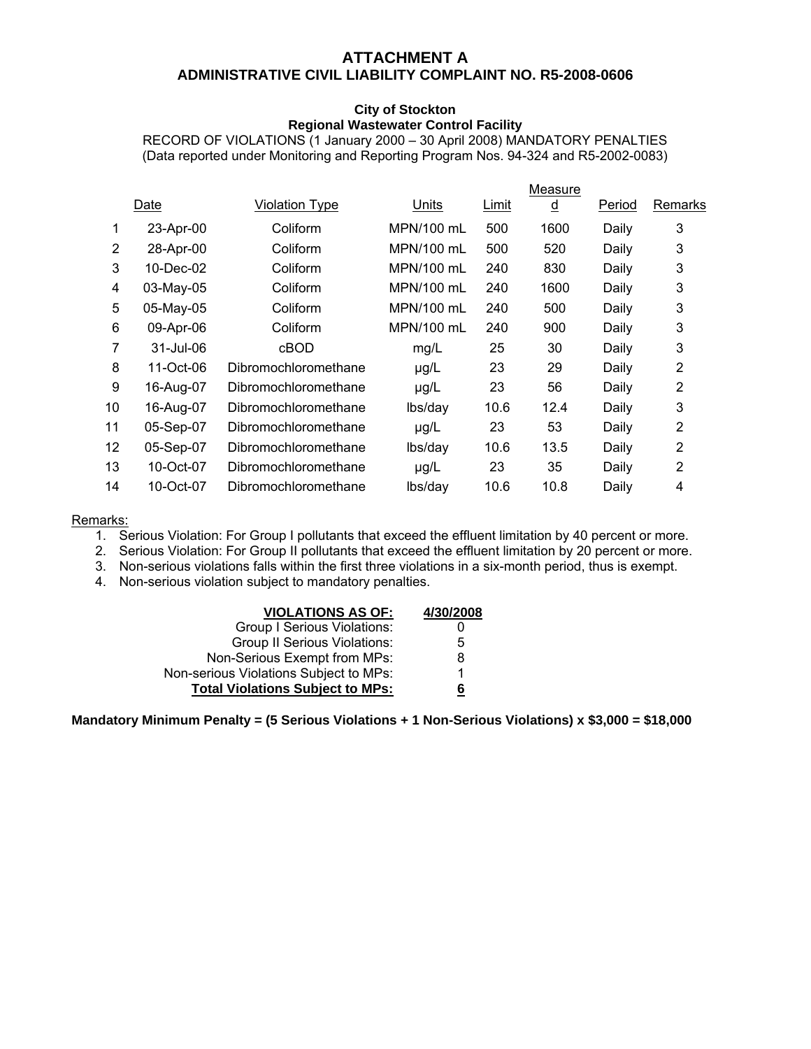# ATTACHMENT A
## ADMINISTRATIVE CIVIL LIABILITY COMPLAINT NO. R5-2008-0606

**City of Stockton**
**Regional Wastewater Control Facility**
RECORD OF VIOLATIONS (1 January 2000 – 30 April 2008) MANDATORY PENALTIES
(Data reported under Monitoring and Reporting Program Nos. 94-324 and R5-2002-0083)

| | Date | Violation Type | Units | Limit | Measured | Period | Remarks |
|---|---|---|---|---|---|---|---|
| 1 | 23-Apr-00 | Coliform | MPN/100 mL | 500 | 1600 | Daily | 3 |
| 2 | 28-Apr-00 | Coliform | MPN/100 mL | 500 | 520 | Daily | 3 |
| 3 | 10-Dec-02 | Coliform | MPN/100 mL | 240 | 830 | Daily | 3 |
| 4 | 03-May-05 | Coliform | MPN/100 mL | 240 | 1600 | Daily | 3 |
| 5 | 05-May-05 | Coliform | MPN/100 mL | 240 | 500 | Daily | 3 |
| 6 | 09-Apr-06 | Coliform | MPN/100 mL | 240 | 900 | Daily | 3 |
| 7 | 31-Jul-06 | cBOD | mg/L | 25 | 30 | Daily | 3 |
| 8 | 11-Oct-06 | Dibromochloromethane | µg/L | 23 | 29 | Daily | 2 |
| 9 | 16-Aug-07 | Dibromochloromethane | µg/L | 23 | 56 | Daily | 2 |
| 10 | 16-Aug-07 | Dibromochloromethane | lbs/day | 10.6 | 12.4 | Daily | 3 |
| 11 | 05-Sep-07 | Dibromochloromethane | µg/L | 23 | 53 | Daily | 2 |
| 12 | 05-Sep-07 | Dibromochloromethane | lbs/day | 10.6 | 13.5 | Daily | 2 |
| 13 | 10-Oct-07 | Dibromochloromethane | µg/L | 23 | 35 | Daily | 2 |
| 14 | 10-Oct-07 | Dibromochloromethane | lbs/day | 10.6 | 10.8 | Daily | 4 |

Remarks:

1. Serious Violation: For Group I pollutants that exceed the effluent limitation by 40 percent or more.
2. Serious Violation: For Group II pollutants that exceed the effluent limitation by 20 percent or more.
3. Non-serious violations falls within the first three violations in a six-month period, thus is exempt.
4. Non-serious violation subject to mandatory penalties.

| **VIOLATIONS AS OF:** | **4/30/2008** |
|---|---|
| Group I Serious Violations: | 0 |
| Group II Serious Violations: | 5 |
| Non-Serious Exempt from MPs: | 8 |
| Non-serious Violations Subject to MPs: | 1 |
| **Total Violations Subject to MPs:** | **6** |

**Mandatory Minimum Penalty = (5 Serious Violations + 1 Non-Serious Violations) x $3,000 = $18,000**